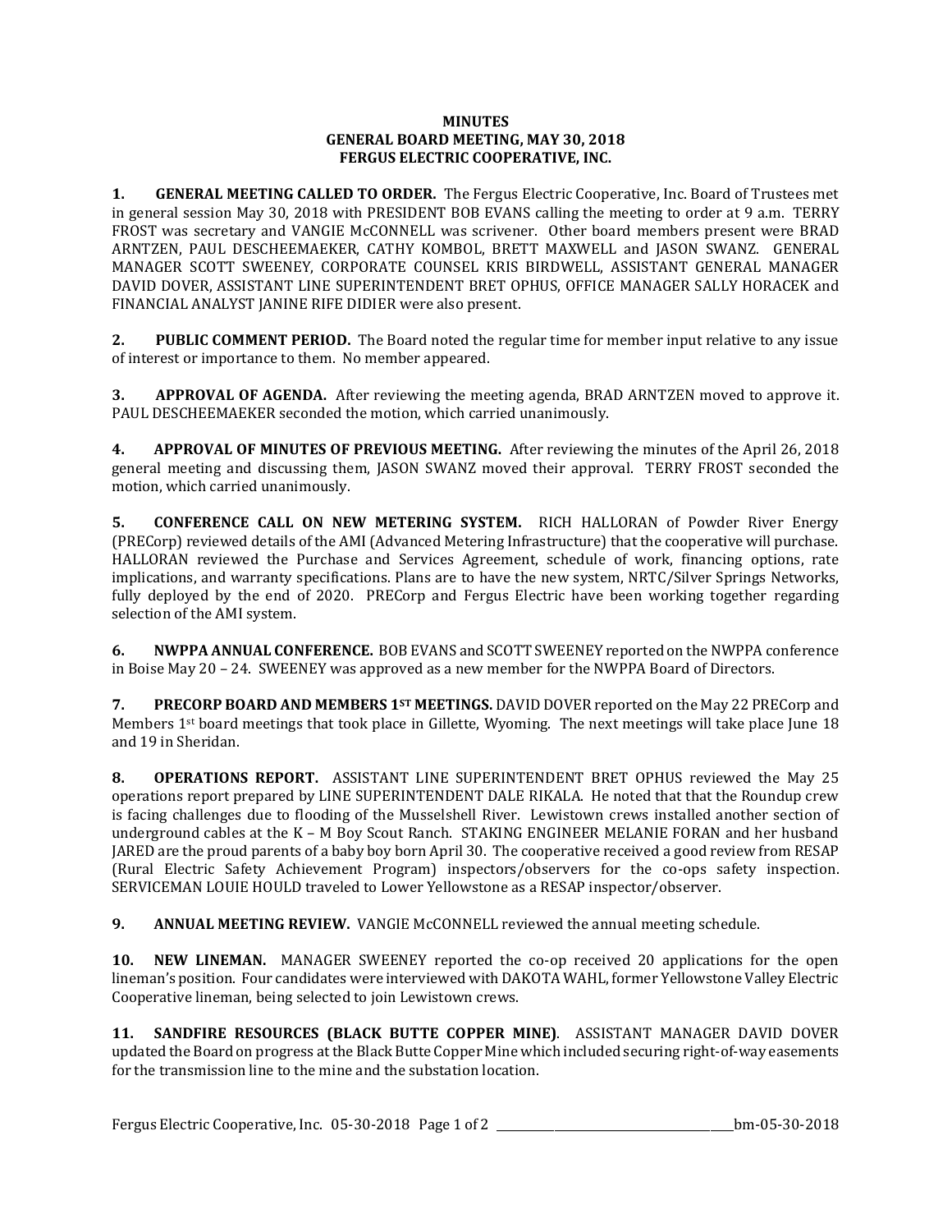**MINUTES**
**GENERAL BOARD MEETING, MAY 30, 2018**
**FERGUS ELECTRIC COOPERATIVE, INC.**

**1. GENERAL MEETING CALLED TO ORDER.** The Fergus Electric Cooperative, Inc. Board of Trustees met in general session May 30, 2018 with PRESIDENT BOB EVANS calling the meeting to order at 9 a.m. TERRY FROST was secretary and VANGIE McCONNELL was scrivener. Other board members present were BRAD ARNTZEN, PAUL DESCHEEMAEKER, CATHY KOMBOL, BRETT MAXWELL and JASON SWANZ. GENERAL MANAGER SCOTT SWEENEY, CORPORATE COUNSEL KRIS BIRDWELL, ASSISTANT GENERAL MANAGER DAVID DOVER, ASSISTANT LINE SUPERINTENDENT BRET OPHUS, OFFICE MANAGER SALLY HORACEK and FINANCIAL ANALYST JANINE RIFE DIDIER were also present.

**2. PUBLIC COMMENT PERIOD.** The Board noted the regular time for member input relative to any issue of interest or importance to them. No member appeared.

**3. APPROVAL OF AGENDA.** After reviewing the meeting agenda, BRAD ARNTZEN moved to approve it. PAUL DESCHEEMAEKER seconded the motion, which carried unanimously.

**4. APPROVAL OF MINUTES OF PREVIOUS MEETING.** After reviewing the minutes of the April 26, 2018 general meeting and discussing them, JASON SWANZ moved their approval. TERRY FROST seconded the motion, which carried unanimously.

**5. CONFERENCE CALL ON NEW METERING SYSTEM.** RICH HALLORAN of Powder River Energy (PRECorp) reviewed details of the AMI (Advanced Metering Infrastructure) that the cooperative will purchase. HALLORAN reviewed the Purchase and Services Agreement, schedule of work, financing options, rate implications, and warranty specifications. Plans are to have the new system, NRTC/Silver Springs Networks, fully deployed by the end of 2020. PRECorp and Fergus Electric have been working together regarding selection of the AMI system.

**6. NWPPA ANNUAL CONFERENCE.** BOB EVANS and SCOTT SWEENEY reported on the NWPPA conference in Boise May 20 – 24. SWEENEY was approved as a new member for the NWPPA Board of Directors.

**7. PRECORP BOARD AND MEMBERS 1ST MEETINGS.** DAVID DOVER reported on the May 22 PRECorp and Members 1st board meetings that took place in Gillette, Wyoming. The next meetings will take place June 18 and 19 in Sheridan.

**8. OPERATIONS REPORT.** ASSISTANT LINE SUPERINTENDENT BRET OPHUS reviewed the May 25 operations report prepared by LINE SUPERINTENDENT DALE RIKALA. He noted that that the Roundup crew is facing challenges due to flooding of the Musselshell River. Lewistown crews installed another section of underground cables at the K – M Boy Scout Ranch. STAKING ENGINEER MELANIE FORAN and her husband JARED are the proud parents of a baby boy born April 30. The cooperative received a good review from RESAP (Rural Electric Safety Achievement Program) inspectors/observers for the co-ops safety inspection. SERVICEMAN LOUIE HOULD traveled to Lower Yellowstone as a RESAP inspector/observer.

**9. ANNUAL MEETING REVIEW.** VANGIE McCONNELL reviewed the annual meeting schedule.

**10. NEW LINEMAN.** MANAGER SWEENEY reported the co-op received 20 applications for the open lineman's position. Four candidates were interviewed with DAKOTA WAHL, former Yellowstone Valley Electric Cooperative lineman, being selected to join Lewistown crews.

**11. SANDFIRE RESOURCES (BLACK BUTTE COPPER MINE)**. ASSISTANT MANAGER DAVID DOVER updated the Board on progress at the Black Butte Copper Mine which included securing right-of-way easements for the transmission line to the mine and the substation location.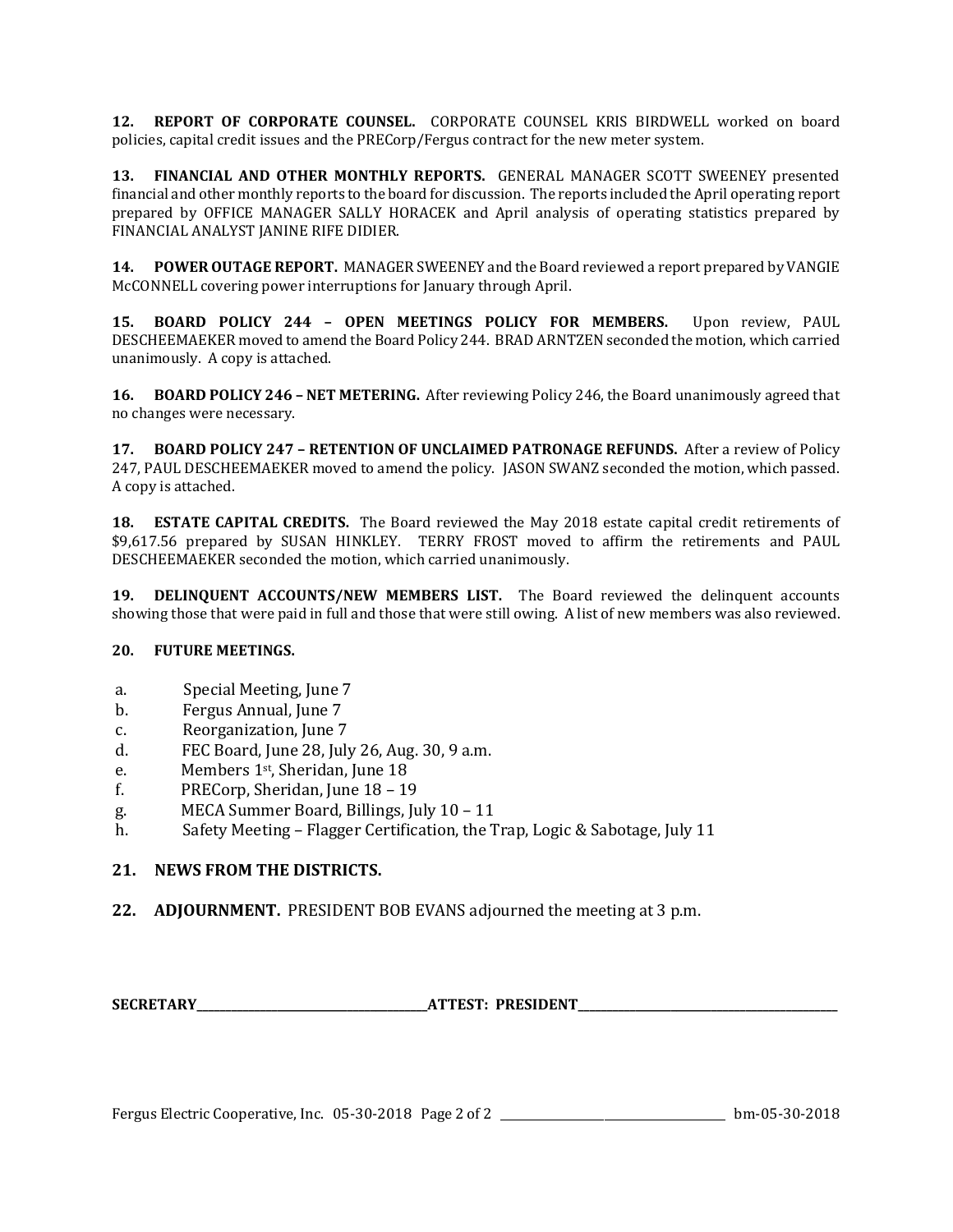**12. REPORT OF CORPORATE COUNSEL.** CORPORATE COUNSEL KRIS BIRDWELL worked on board policies, capital credit issues and the PRECorp/Fergus contract for the new meter system.

**13. FINANCIAL AND OTHER MONTHLY REPORTS.** GENERAL MANAGER SCOTT SWEENEY presented financial and other monthly reports to the board for discussion. The reports included the April operating report prepared by OFFICE MANAGER SALLY HORACEK and April analysis of operating statistics prepared by FINANCIAL ANALYST JANINE RIFE DIDIER.

**14. POWER OUTAGE REPORT.** MANAGER SWEENEY and the Board reviewed a report prepared by VANGIE McCONNELL covering power interruptions for January through April.

**15. BOARD POLICY 244 – OPEN MEETINGS POLICY FOR MEMBERS.** Upon review, PAUL DESCHEEMAEKER moved to amend the Board Policy 244. BRAD ARNTZEN seconded the motion, which carried unanimously. A copy is attached.

**16. BOARD POLICY 246 – NET METERING.** After reviewing Policy 246, the Board unanimously agreed that no changes were necessary.

**17. BOARD POLICY 247 – RETENTION OF UNCLAIMED PATRONAGE REFUNDS.** After a review of Policy 247, PAUL DESCHEEMAEKER moved to amend the policy. JASON SWANZ seconded the motion, which passed. A copy is attached.

**18. ESTATE CAPITAL CREDITS.** The Board reviewed the May 2018 estate capital credit retirements of $9,617.56 prepared by SUSAN HINKLEY. TERRY FROST moved to affirm the retirements and PAUL DESCHEEMAEKER seconded the motion, which carried unanimously.

**19. DELINQUENT ACCOUNTS/NEW MEMBERS LIST.** The Board reviewed the delinquent accounts showing those that were paid in full and those that were still owing. A list of new members was also reviewed.

**20. FUTURE MEETINGS.**

a. Special Meeting, June 7
b. Fergus Annual, June 7
c. Reorganization, June 7
d. FEC Board, June 28, July 26, Aug. 30, 9 a.m.
e. Members 1st, Sheridan, June 18
f. PRECorp, Sheridan, June 18 – 19
g. MECA Summer Board, Billings, July 10 – 11
h. Safety Meeting – Flagger Certification, the Trap, Logic & Sabotage, July 11

**21. NEWS FROM THE DISTRICTS.**

**22. ADJOURNMENT.** PRESIDENT BOB EVANS adjourned the meeting at 3 p.m.

**SECRETARY**\_\_\_\_\_\_\_\_\_\_\_\_\_\_\_\_\_\_\_\_\_\_\_\_\_\_\_\_\_\_ **ATTEST: PRESIDENT**\_\_\_\_\_\_\_\_\_\_\_\_\_\_\_\_\_\_\_\_\_\_\_\_\_\_\_\_\_\_